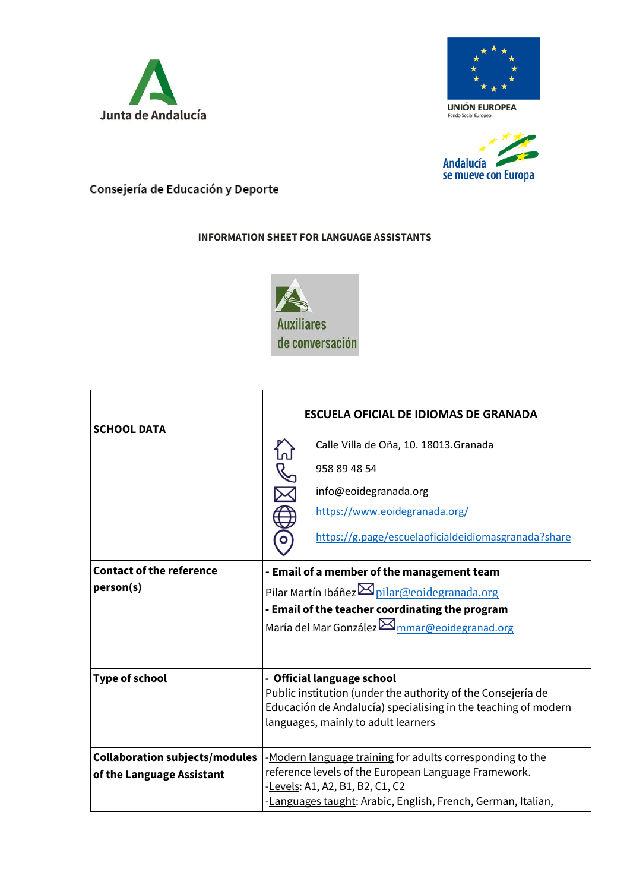Junta de Andalucía

UNIÓN EUROPEA
Fondo Social Europeo

Andalucía se mueve con Europa

Consejería de Educación y Deporte

**INFORMATION SHEET FOR LANGUAGE ASSISTANTS**

Auxiliares de conversación

| **SCHOOL DATA** | **ESCUELA OFICIAL DE IDIOMAS DE GRANADA**<br>Calle Villa de Oña, 10. 18013.Granada<br>958 89 48 54<br>info@eoidegranada.org<br>https://www.eoidegranada.org/<br>https://g.page/escuelaoficialdeidiomasgranada?share |
|---|---|
| **Contact of the reference person(s)** | **- Email of a member of the management team**<br>Pilar Martín Ibáñez pilar@eoidegranada.org<br>**- Email of the teacher coordinating the program**<br>María del Mar González mmar@eoidegranad.org |
| **Type of school** | - **Official language school**<br>Public institution (under the authority of the Consejería de Educación de Andalucía) specialising in the teaching of modern languages, mainly to adult learners |
| **Collaboration subjects/modules of the Language Assistant** | -Modern language training for adults corresponding to the reference levels of the European Language Framework.<br>-Levels: A1, A2, B1, B2, C1, C2<br>-Languages taught: Arabic, English, French, German, Italian, |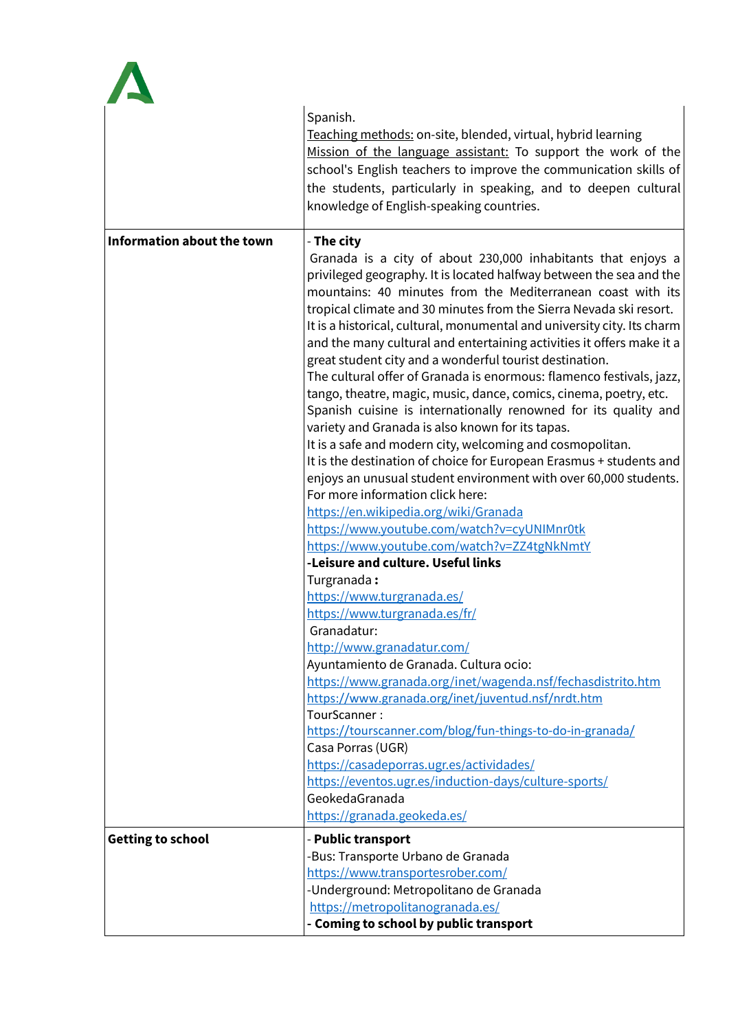| | |
|---|---|
| | Spanish.<br>Teaching methods: on-site, blended, virtual, hybrid learning<br>Mission of the language assistant: To support the work of the school's English teachers to improve the communication skills of the students, particularly in speaking, and to deepen cultural knowledge of English-speaking countries. |
| **Information about the town** | - **The city**<br>Granada is a city of about 230,000 inhabitants that enjoys a privileged geography. It is located halfway between the sea and the mountains: 40 minutes from the Mediterranean coast with its tropical climate and 30 minutes from the Sierra Nevada ski resort.<br>It is a historical, cultural, monumental and university city. Its charm and the many cultural and entertaining activities it offers make it a great student city and a wonderful tourist destination.<br>The cultural offer of Granada is enormous: flamenco festivals, jazz, tango, theatre, magic, music, dance, comics, cinema, poetry, etc.<br>Spanish cuisine is internationally renowned for its quality and variety and Granada is also known for its tapas.<br>It is a safe and modern city, welcoming and cosmopolitan.<br>It is the destination of choice for European Erasmus + students and enjoys an unusual student environment with over 60,000 students.<br>For more information click here:<br>https://en.wikipedia.org/wiki/Granada<br>https://www.youtube.com/watch?v=cyUNIMnr0tk<br>https://www.youtube.com/watch?v=ZZ4tgNkNmtY<br>**-Leisure and culture. Useful links**<br>Turgranada **:**<br>https://www.turgranada.es/<br>https://www.turgranada.es/fr/<br>Granadatur:<br>http://www.granadatur.com/<br>Ayuntamiento de Granada. Cultura ocio:<br>https://www.granada.org/inet/wagenda.nsf/fechasdistrito.htm<br>https://www.granada.org/inet/juventud.nsf/nrdt.htm<br>TourScanner :<br>https://tourscanner.com/blog/fun-things-to-do-in-granada/<br>Casa Porras (UGR)<br>https://casadeporras.ugr.es/actividades/<br>https://eventos.ugr.es/induction-days/culture-sports/<br>GeokedaGranada<br>https://granada.geokeda.es/ |
| **Getting to school** | - **Public transport**<br>-Bus: Transporte Urbano de Granada<br>https://www.transportesrober.com/<br>-Underground: Metropolitano de Granada<br>https://metropolitanogranada.es/<br>**- Coming to school by public transport** |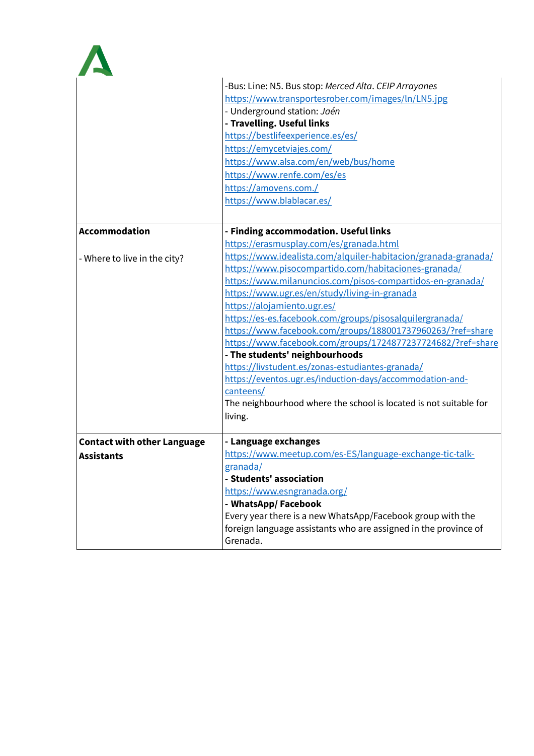| | |
|---|---|
| | -Bus: Line: N5. Bus stop: *Merced Alta*. *CEIP Arrayanes*<br>https://www.transportesrober.com/images/ln/LN5.jpg<br>- Underground station: *Jaén*<br>**- Travelling. Useful links**<br>https://bestlifeexperience.es/es/<br>https://emycetviajes.com/<br>https://www.alsa.com/en/web/bus/home<br>https://www.renfe.com/es/es<br>https://amovens.com./<br>https://www.blablacar.es/ |
| **Accommodation**<br><br>- Where to live in the city? | **- Finding accommodation. Useful links**<br>https://erasmusplay.com/es/granada.html<br>https://www.idealista.com/alquiler-habitacion/granada-granada/<br>https://www.pisocompartido.com/habitaciones-granada/<br>https://www.milanuncios.com/pisos-compartidos-en-granada/<br>https://www.ugr.es/en/study/living-in-granada<br>https://alojamiento.ugr.es/<br>https://es-es.facebook.com/groups/pisosalquilergranada/<br>https://www.facebook.com/groups/188001737960263/?ref=share<br>https://www.facebook.com/groups/1724877237724682/?ref=share<br>**- The students' neighbourhoods**<br>https://livstudent.es/zonas-estudiantes-granada/<br>https://eventos.ugr.es/induction-days/accommodation-and-canteens/<br>The neighbourhood where the school is located is not suitable for living. |
| **Contact with other Language Assistants** | **- Language exchanges**<br>https://www.meetup.com/es-ES/language-exchange-tic-talk-granada/<br>**- Students' association**<br>https://www.esngranada.org/<br>**- WhatsApp/ Facebook**<br>Every year there is a new WhatsApp/Facebook group with the foreign language assistants who are assigned in the province of Grenada. |